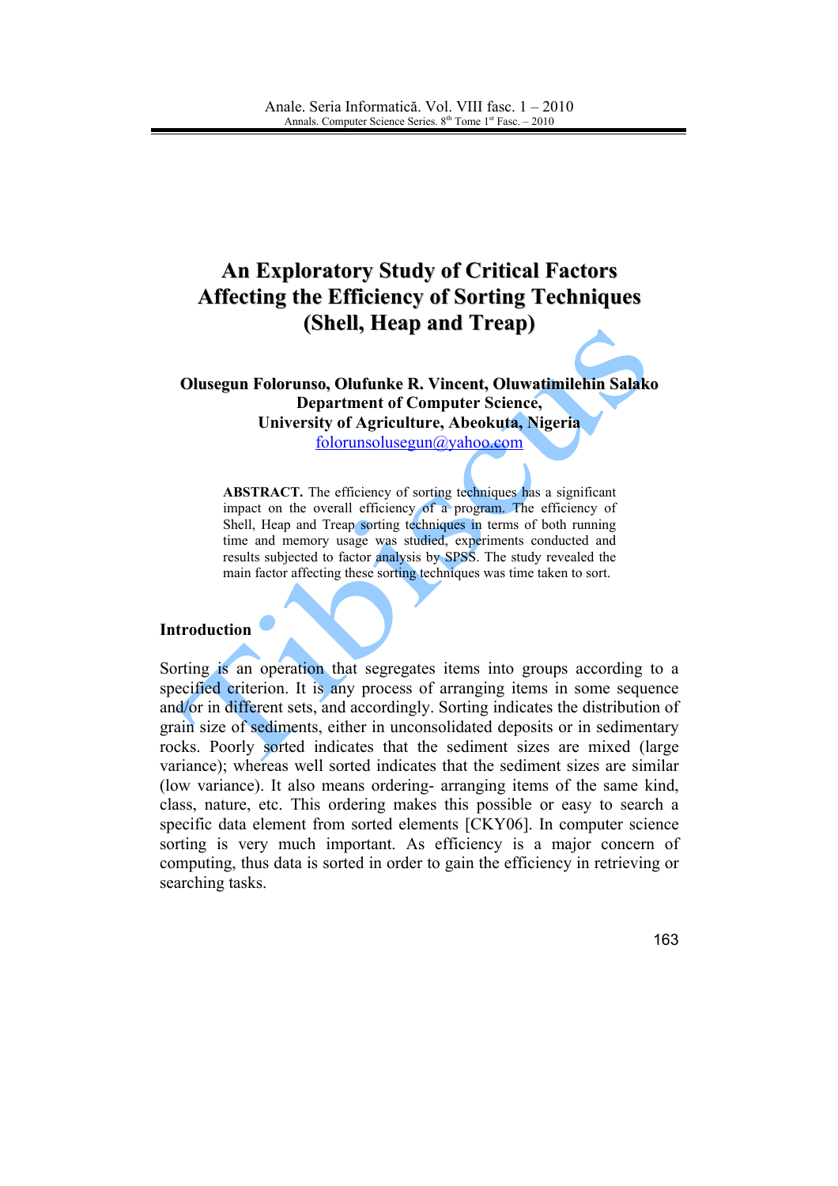# An Exploratory Study of Critical Factors Affecting the Efficiency of Sorting Techniques (Shell, Heap and Treap)

**Olusegun Folorunso, Olufunke R. Vincent, Oluwatimilehin Salako**
**Department of Computer Science,**
**University of Agriculture, Abeokuta, Nigeria**
folorunsolusegun@yahoo.com

**ABSTRACT.** The efficiency of sorting techniques has a significant impact on the overall efficiency of a program. The efficiency of Shell, Heap and Treap sorting techniques in terms of both running time and memory usage was studied, experiments conducted and results subjected to factor analysis by SPSS. The study revealed the main factor affecting these sorting techniques was time taken to sort.

## Introduction

Sorting is an operation that segregates items into groups according to a specified criterion. It is any process of arranging items in some sequence and/or in different sets, and accordingly. Sorting indicates the distribution of grain size of sediments, either in unconsolidated deposits or in sedimentary rocks. Poorly sorted indicates that the sediment sizes are mixed (large variance); whereas well sorted indicates that the sediment sizes are similar (low variance). It also means ordering- arranging items of the same kind, class, nature, etc. This ordering makes this possible or easy to search a specific data element from sorted elements [CKY06]. In computer science sorting is very much important. As efficiency is a major concern of computing, thus data is sorted in order to gain the efficiency in retrieving or searching tasks.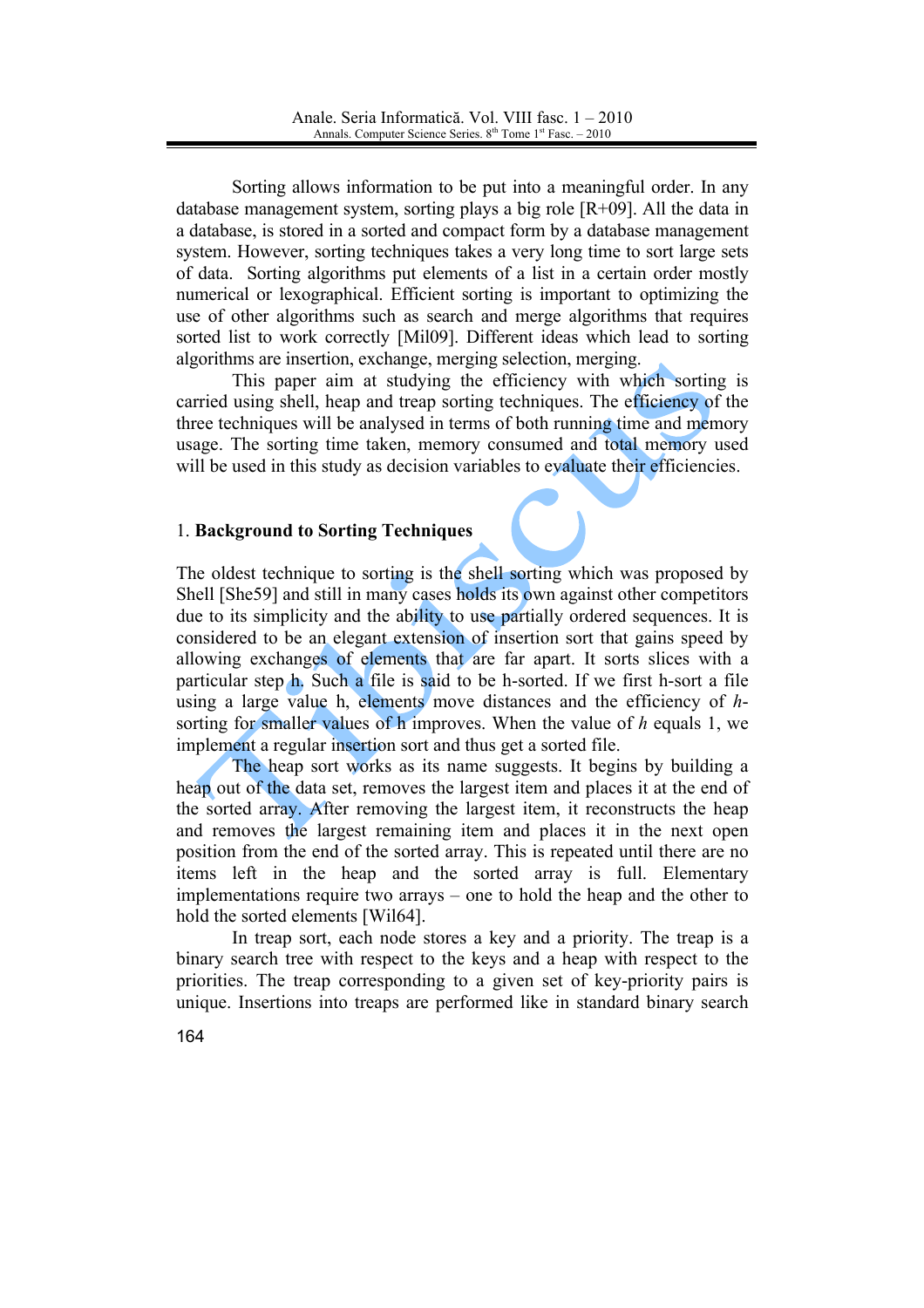Sorting allows information to be put into a meaningful order. In any database management system, sorting plays a big role [R+09]. All the data in a database, is stored in a sorted and compact form by a database management system. However, sorting techniques takes a very long time to sort large sets of data. Sorting algorithms put elements of a list in a certain order mostly numerical or lexographical. Efficient sorting is important to optimizing the use of other algorithms such as search and merge algorithms that requires sorted list to work correctly [Mil09]. Different ideas which lead to sorting algorithms are insertion, exchange, merging selection, merging.

This paper aim at studying the efficiency with which sorting is carried using shell, heap and treap sorting techniques. The efficiency of the three techniques will be analysed in terms of both running time and memory usage. The sorting time taken, memory consumed and total memory used will be used in this study as decision variables to evaluate their efficiencies.

## 1. **Background to Sorting Techniques**

The oldest technique to sorting is the shell sorting which was proposed by Shell [She59] and still in many cases holds its own against other competitors due to its simplicity and the ability to use partially ordered sequences. It is considered to be an elegant extension of insertion sort that gains speed by allowing exchanges of elements that are far apart. It sorts slices with a particular step h. Such a file is said to be h-sorted. If we first h-sort a file using a large value h, elements move distances and the efficiency of *h*-sorting for smaller values of h improves. When the value of *h* equals 1, we implement a regular insertion sort and thus get a sorted file.

The heap sort works as its name suggests. It begins by building a heap out of the data set, removes the largest item and places it at the end of the sorted array. After removing the largest item, it reconstructs the heap and removes the largest remaining item and places it in the next open position from the end of the sorted array. This is repeated until there are no items left in the heap and the sorted array is full. Elementary implementations require two arrays – one to hold the heap and the other to hold the sorted elements [Wil64].

In treap sort, each node stores a key and a priority. The treap is a binary search tree with respect to the keys and a heap with respect to the priorities. The treap corresponding to a given set of key-priority pairs is unique. Insertions into treaps are performed like in standard binary search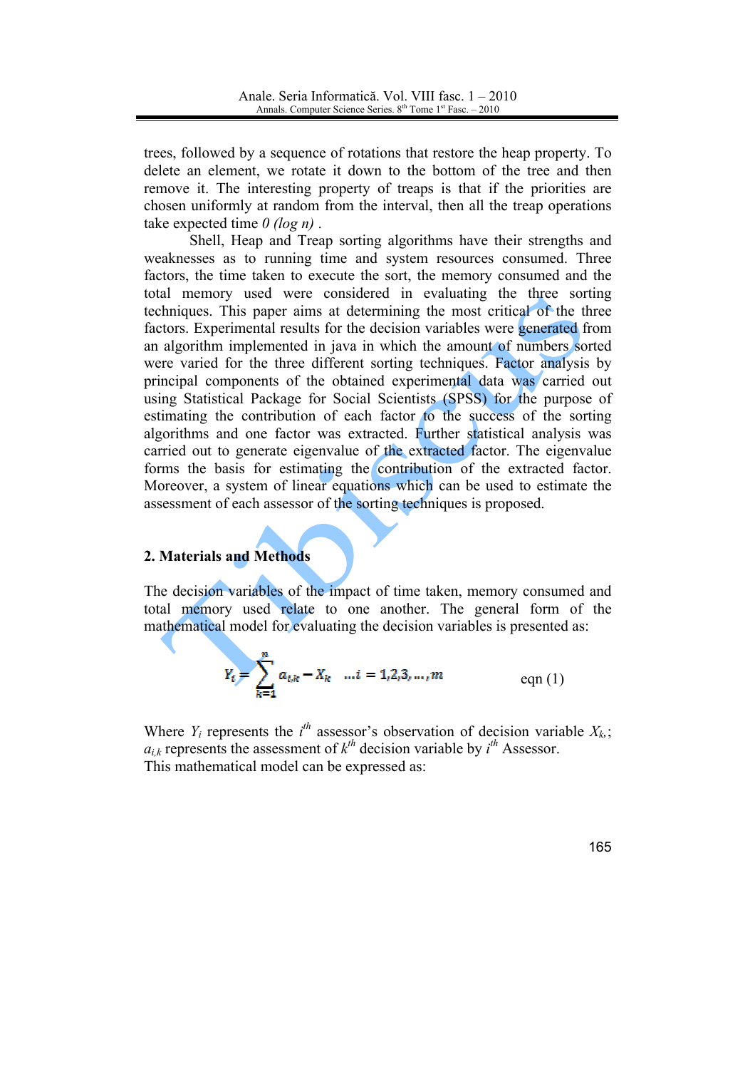trees, followed by a sequence of rotations that restore the heap property. To delete an element, we rotate it down to the bottom of the tree and then remove it. The interesting property of treaps is that if the priorities are chosen uniformly at random from the interval, then all the treap operations take expected time *0 (log n)* .

Shell, Heap and Treap sorting algorithms have their strengths and weaknesses as to running time and system resources consumed. Three factors, the time taken to execute the sort, the memory consumed and the total memory used were considered in evaluating the three sorting techniques. This paper aims at determining the most critical of the three factors. Experimental results for the decision variables were generated from an algorithm implemented in java in which the amount of numbers sorted were varied for the three different sorting techniques. Factor analysis by principal components of the obtained experimental data was carried out using Statistical Package for Social Scientists (SPSS) for the purpose of estimating the contribution of each factor to the success of the sorting algorithms and one factor was extracted. Further statistical analysis was carried out to generate eigenvalue of the extracted factor. The eigenvalue forms the basis for estimating the contribution of the extracted factor. Moreover, a system of linear equations which can be used to estimate the assessment of each assessor of the sorting techniques is proposed.

## 2. Materials and Methods

The decision variables of the impact of time taken, memory consumed and total memory used relate to one another. The general form of the mathematical model for evaluating the decision variables is presented as:

$$Y_i = \sum_{k=1}^{n} a_{i,k} - X_k \quad \ldots i = 1,2,3,\ldots,m \qquad \text{eqn (1)}$$

Where $Y_i$ represents the $i^{th}$ assessor's observation of decision variable $X_k$,; $a_{i,k}$ represents the assessment of $k^{th}$ decision variable by $i^{th}$ Assessor.
This mathematical model can be expressed as: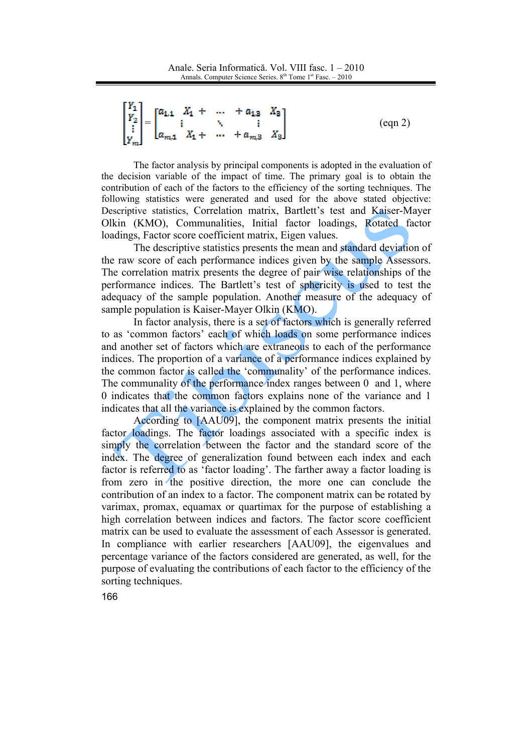$$\begin{bmatrix} Y_1 \\ Y_2 \\ \vdots \\ Y_m \end{bmatrix} = \begin{bmatrix} a_{1,1} & X_1 + & \cdots & + a_{1,8} & X_8 \\ & \vdots & \ddots & \vdots & \\ a_{m,1} & X_1 + & \cdots & + a_{m,8} & X_8 \end{bmatrix} \qquad \text{(eqn 2)}$$

The factor analysis by principal components is adopted in the evaluation of the decision variable of the impact of time. The primary goal is to obtain the contribution of each of the factors to the efficiency of the sorting techniques. The following statistics were generated and used for the above stated objective: Descriptive statistics, Correlation matrix, Bartlett's test and Kaiser-Mayer Olkin (KMO), Communalities, Initial factor loadings, Rotated factor loadings, Factor score coefficient matrix, Eigen values.

The descriptive statistics presents the mean and standard deviation of the raw score of each performance indices given by the sample Assessors. The correlation matrix presents the degree of pair wise relationships of the performance indices. The Bartlett's test of sphericity is used to test the adequacy of the sample population. Another measure of the adequacy of sample population is Kaiser-Mayer Olkin (KMO).

In factor analysis, there is a set of factors which is generally referred to as 'common factors' each of which loads on some performance indices and another set of factors which are extraneous to each of the performance indices. The proportion of a variance of a performance indices explained by the common factor is called the 'communality' of the performance indices. The communality of the performance index ranges between 0 and 1, where 0 indicates that the common factors explains none of the variance and 1 indicates that all the variance is explained by the common factors.

According to [AAU09], the component matrix presents the initial factor loadings. The factor loadings associated with a specific index is simply the correlation between the factor and the standard score of the index. The degree of generalization found between each index and each factor is referred to as 'factor loading'. The farther away a factor loading is from zero in the positive direction, the more one can conclude the contribution of an index to a factor. The component matrix can be rotated by varimax, promax, equamax or quartimax for the purpose of establishing a high correlation between indices and factors. The factor score coefficient matrix can be used to evaluate the assessment of each Assessor is generated. In compliance with earlier researchers [AAU09], the eigenvalues and percentage variance of the factors considered are generated, as well, for the purpose of evaluating the contributions of each factor to the efficiency of the sorting techniques.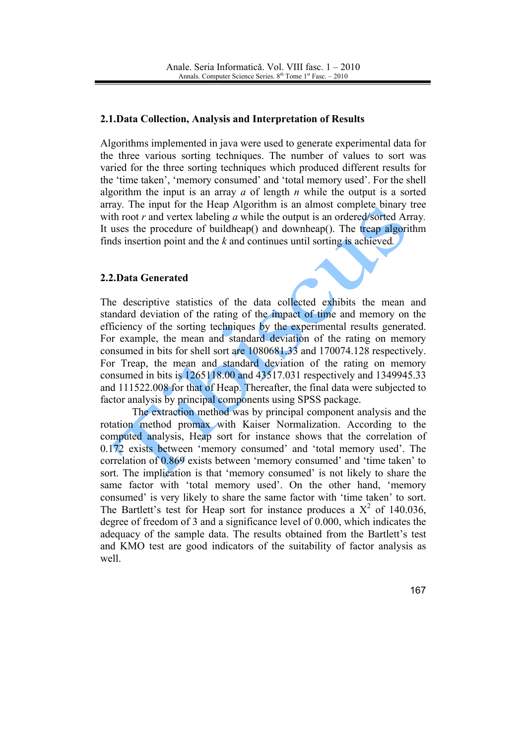## 2.1. Data Collection, Analysis and Interpretation of Results

Algorithms implemented in java were used to generate experimental data for the three various sorting techniques. The number of values to sort was varied for the three sorting techniques which produced different results for the 'time taken', 'memory consumed' and 'total memory used'. For the shell algorithm the input is an array *a* of length *n* while the output is a sorted array. The input for the Heap Algorithm is an almost complete binary tree with root *r* and vertex labeling *a* while the output is an ordered/sorted Array. It uses the procedure of buildheap() and downheap(). The treap algorithm finds insertion point and the *k* and continues until sorting is achieved.

## 2.2. Data Generated

The descriptive statistics of the data collected exhibits the mean and standard deviation of the rating of the impact of time and memory on the efficiency of the sorting techniques by the experimental results generated. For example, the mean and standard deviation of the rating on memory consumed in bits for shell sort are 1080681.33 and 170074.128 respectively. For Treap, the mean and standard deviation of the rating on memory consumed in bits is 1265118.00 and 43517.031 respectively and 1349945.33 and 111522.008 for that of Heap. Thereafter, the final data were subjected to factor analysis by principal components using SPSS package.

The extraction method was by principal component analysis and the rotation method promax with Kaiser Normalization. According to the computed analysis, Heap sort for instance shows that the correlation of 0.172 exists between 'memory consumed' and 'total memory used'. The correlation of 0.869 exists between 'memory consumed' and 'time taken' to sort. The implication is that 'memory consumed' is not likely to share the same factor with 'total memory used'. On the other hand, 'memory consumed' is very likely to share the same factor with 'time taken' to sort. The Bartlett's test for Heap sort for instance produces a $X^2$ of 140.036, degree of freedom of 3 and a significance level of 0.000, which indicates the adequacy of the sample data. The results obtained from the Bartlett's test and KMO test are good indicators of the suitability of factor analysis as well.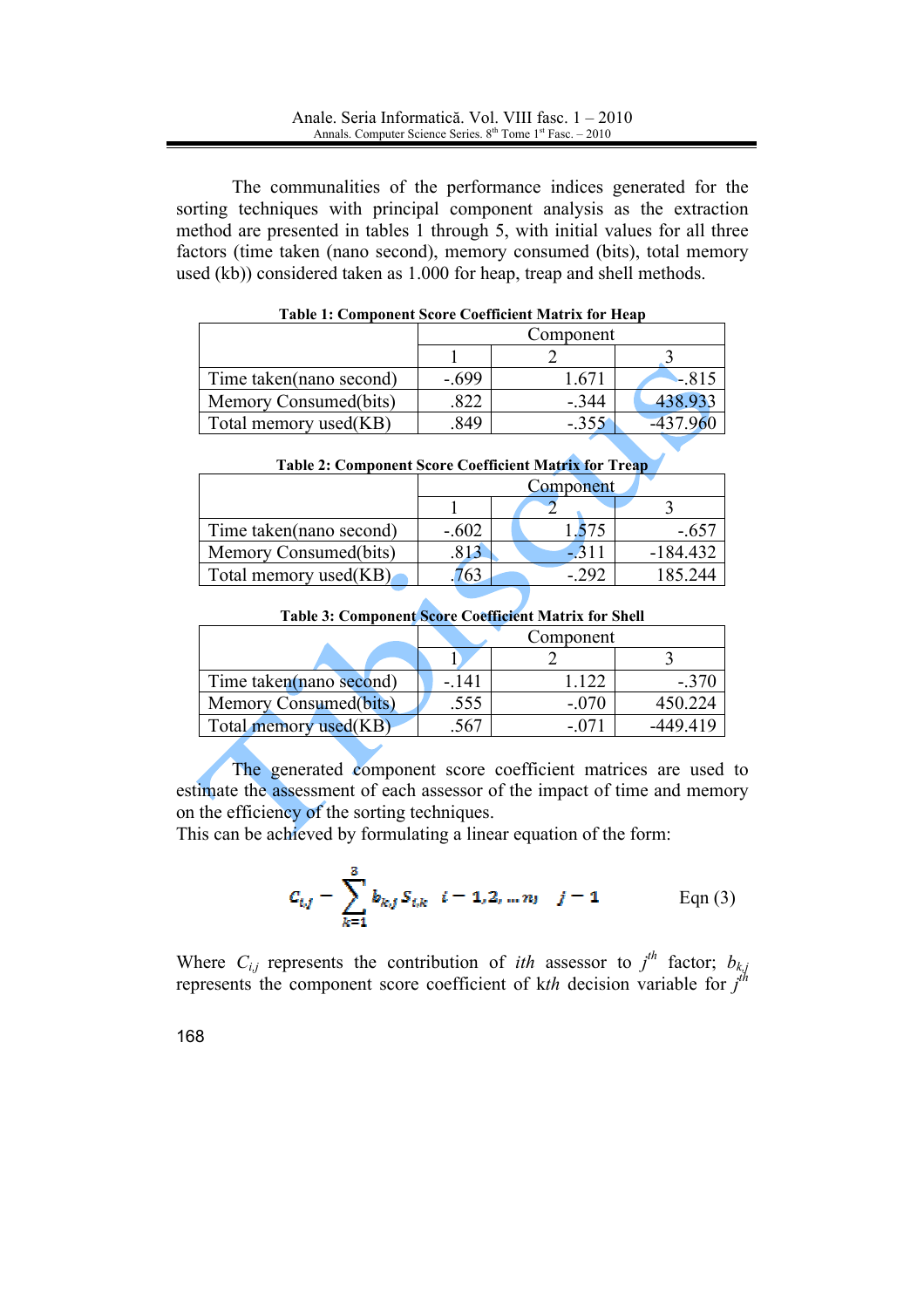The communalities of the performance indices generated for the sorting techniques with principal component analysis as the extraction method are presented in tables 1 through 5, with initial values for all three factors (time taken (nano second), memory consumed (bits), total memory used (kb)) considered taken as 1.000 for heap, treap and shell methods.

**Table 1: Component Score Coefficient Matrix for Heap**

| | Component | | |
|---|---|---|---|
| | 1 | 2 | 3 |
| Time taken(nano second) | -.699 | 1.671 | -.815 |
| Memory Consumed(bits) | .822 | -.344 | 438.933 |
| Total memory used(KB) | .849 | -.355 | -437.960 |

**Table 2: Component Score Coefficient Matrix for Treap**

| | Component | | |
|---|---|---|---|
| | 1 | 2 | 3 |
| Time taken(nano second) | -.602 | 1.575 | -.657 |
| Memory Consumed(bits) | .813 | -.311 | -184.432 |
| Total memory used(KB) | .763 | -.292 | 185.244 |

**Table 3: Component Score Coefficient Matrix for Shell**

| | Component | | |
|---|---|---|---|
| | 1 | 2 | 3 |
| Time taken(nano second) | -.141 | 1.122 | -.370 |
| Memory Consumed(bits) | .555 | -.070 | 450.224 |
| Total memory used(KB) | .567 | -.071 | -449.419 |

The generated component score coefficient matrices are used to estimate the assessment of each assessor of the impact of time and memory on the efficiency of the sorting techniques.
This can be achieved by formulating a linear equation of the form:

$$C_{i,j} = \sum_{k=1}^{3} b_{k,j} S_{i,k} \quad i = 1, 2, \ldots n; \quad j = 1 \qquad \text{Eqn (3)}$$

Where $C_{i,j}$ represents the contribution of *ith* assessor to $j^{th}$ factor; $b_{k,j}$ represents the component score coefficient of k*th* decision variable for $j^{th}$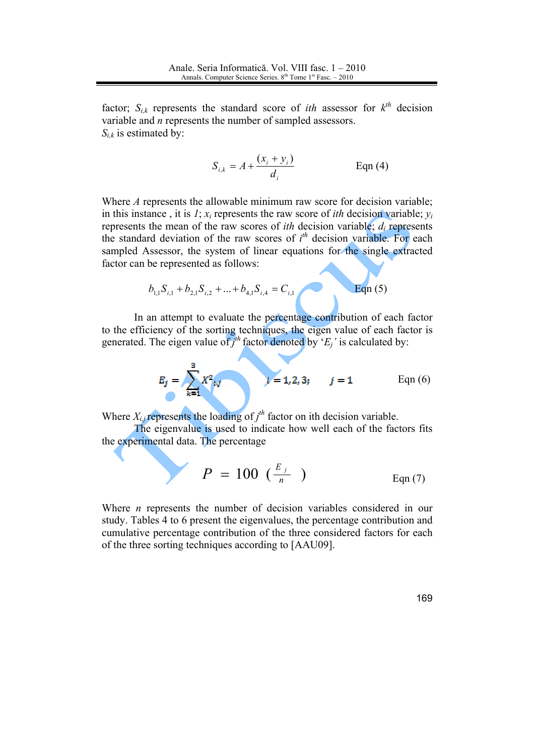factor; $S_{i,k}$ represents the standard score of *ith* assessor for $k^{th}$ decision variable and *n* represents the number of sampled assessors.
$S_{i,k}$ is estimated by:

$$S_{i,k} = A + \frac{(x_i + y_i)}{d_i} \qquad \text{Eqn (4)}$$

Where *A* represents the allowable minimum raw score for decision variable; in this instance , it is *1*; $x_i$ represents the raw score of *ith* decision variable; $y_i$ represents the mean of the raw scores of *ith* decision variable; $d_i$ represents the standard deviation of the raw scores of $i^{th}$ decision variable. For each sampled Assessor, the system of linear equations for the single extracted factor can be represented as follows:

$$b_{1,1}S_{i,1} + b_{2,1}S_{i,2} + \ldots + b_{4,1}S_{i,4} = C_{i,1} \qquad \text{Eqn (5)}$$

In an attempt to evaluate the percentage contribution of each factor to the efficiency of the sorting techniques, the eigen value of each factor is generated. The eigen value of $j^{th}$ factor denoted by '$E_j$' is calculated by:

$$E_j = \sum_{k=1}^{3} X^2_{i,j} \qquad i = 1, 2, 3; \qquad j = 1 \qquad \text{Eqn (6)}$$

Where $X_{i,j}$ represents the loading of $j^{th}$ factor on ith decision variable.

The eigenvalue is used to indicate how well each of the factors fits the experimental data. The percentage

$$P = 100 \left( \frac{E_j}{n} \right) \qquad \text{Eqn (7)}$$

Where *n* represents the number of decision variables considered in our study. Tables 4 to 6 present the eigenvalues, the percentage contribution and cumulative percentage contribution of the three considered factors for each of the three sorting techniques according to [AAU09].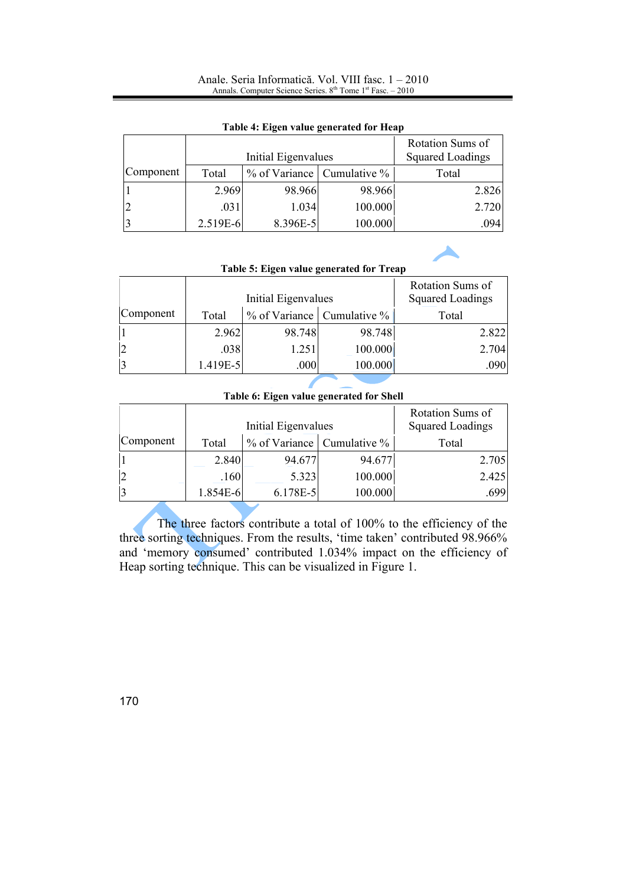**Table 4: Eigen value generated for Heap**

| Component | Initial Eigenvalues | | | Rotation Sums of Squared Loadings |
|---|---|---|---|---|
| | Total | % of Variance | Cumulative % | Total |
| 1 | 2.969 | 98.966 | 98.966 | 2.826 |
| 2 | .031 | 1.034 | 100.000 | 2.720 |
| 3 | 2.519E-6 | 8.396E-5 | 100.000 | .094 |

**Table 5: Eigen value generated for Treap**

| Component | Initial Eigenvalues | | | Rotation Sums of Squared Loadings |
|---|---|---|---|---|
| | Total | % of Variance | Cumulative % | Total |
| 1 | 2.962 | 98.748 | 98.748 | 2.822 |
| 2 | .038 | 1.251 | 100.000 | 2.704 |
| 3 | 1.419E-5 | .000 | 100.000 | .090 |

**Table 6: Eigen value generated for Shell**

| Component | Initial Eigenvalues | | | Rotation Sums of Squared Loadings |
|---|---|---|---|---|
| | Total | % of Variance | Cumulative % | Total |
| 1 | 2.840 | 94.677 | 94.677 | 2.705 |
| 2 | .160 | 5.323 | 100.000 | 2.425 |
| 3 | 1.854E-6 | 6.178E-5 | 100.000 | .699 |

The three factors contribute a total of 100% to the efficiency of the three sorting techniques. From the results, 'time taken' contributed 98.966% and 'memory consumed' contributed 1.034% impact on the efficiency of Heap sorting technique. This can be visualized in Figure 1.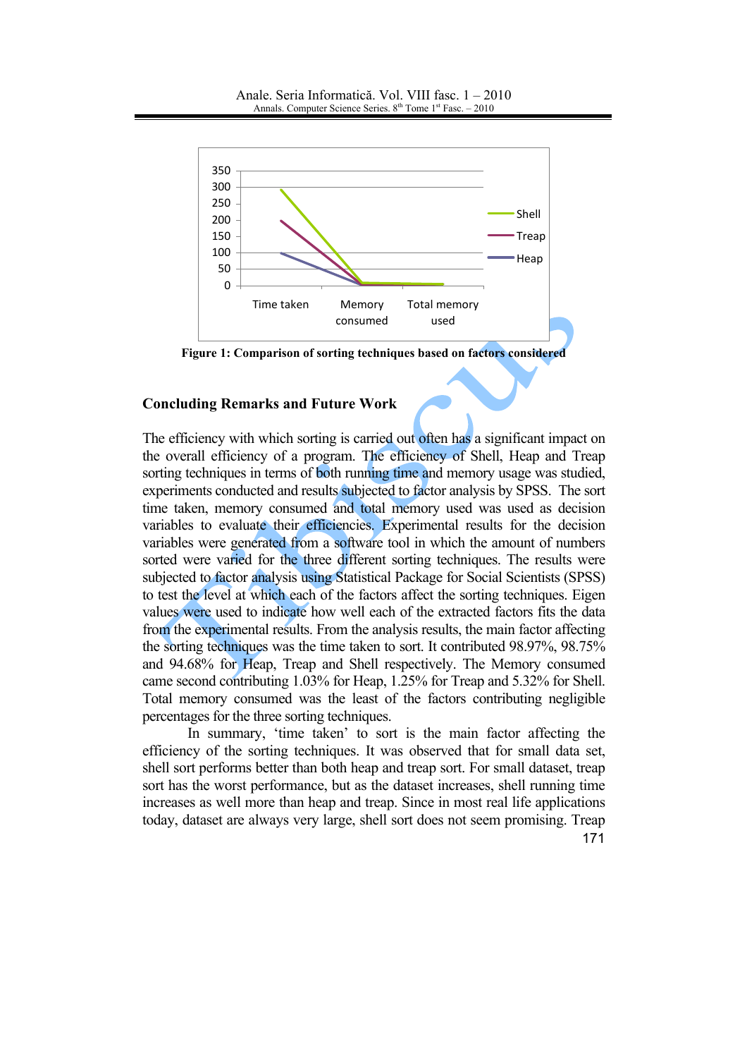Figure 1: Comparison of sorting techniques based on factors considered

## Concluding Remarks and Future Work

The efficiency with which sorting is carried out often has a significant impact on the overall efficiency of a program. The efficiency of Shell, Heap and Treap sorting techniques in terms of both running time and memory usage was studied, experiments conducted and results subjected to factor analysis by SPSS. The sort time taken, memory consumed and total memory used was used as decision variables to evaluate their efficiencies. Experimental results for the decision variables were generated from a software tool in which the amount of numbers sorted were varied for the three different sorting techniques. The results were subjected to factor analysis using Statistical Package for Social Scientists (SPSS) to test the level at which each of the factors affect the sorting techniques. Eigen values were used to indicate how well each of the extracted factors fits the data from the experimental results. From the analysis results, the main factor affecting the sorting techniques was the time taken to sort. It contributed 98.97%, 98.75% and 94.68% for Heap, Treap and Shell respectively. The Memory consumed came second contributing 1.03% for Heap, 1.25% for Treap and 5.32% for Shell. Total memory consumed was the least of the factors contributing negligible percentages for the three sorting techniques.

In summary, 'time taken' to sort is the main factor affecting the efficiency of the sorting techniques. It was observed that for small data set, shell sort performs better than both heap and treap sort. For small dataset, treap sort has the worst performance, but as the dataset increases, shell running time increases as well more than heap and treap. Since in most real life applications today, dataset are always very large, shell sort does not seem promising. Treap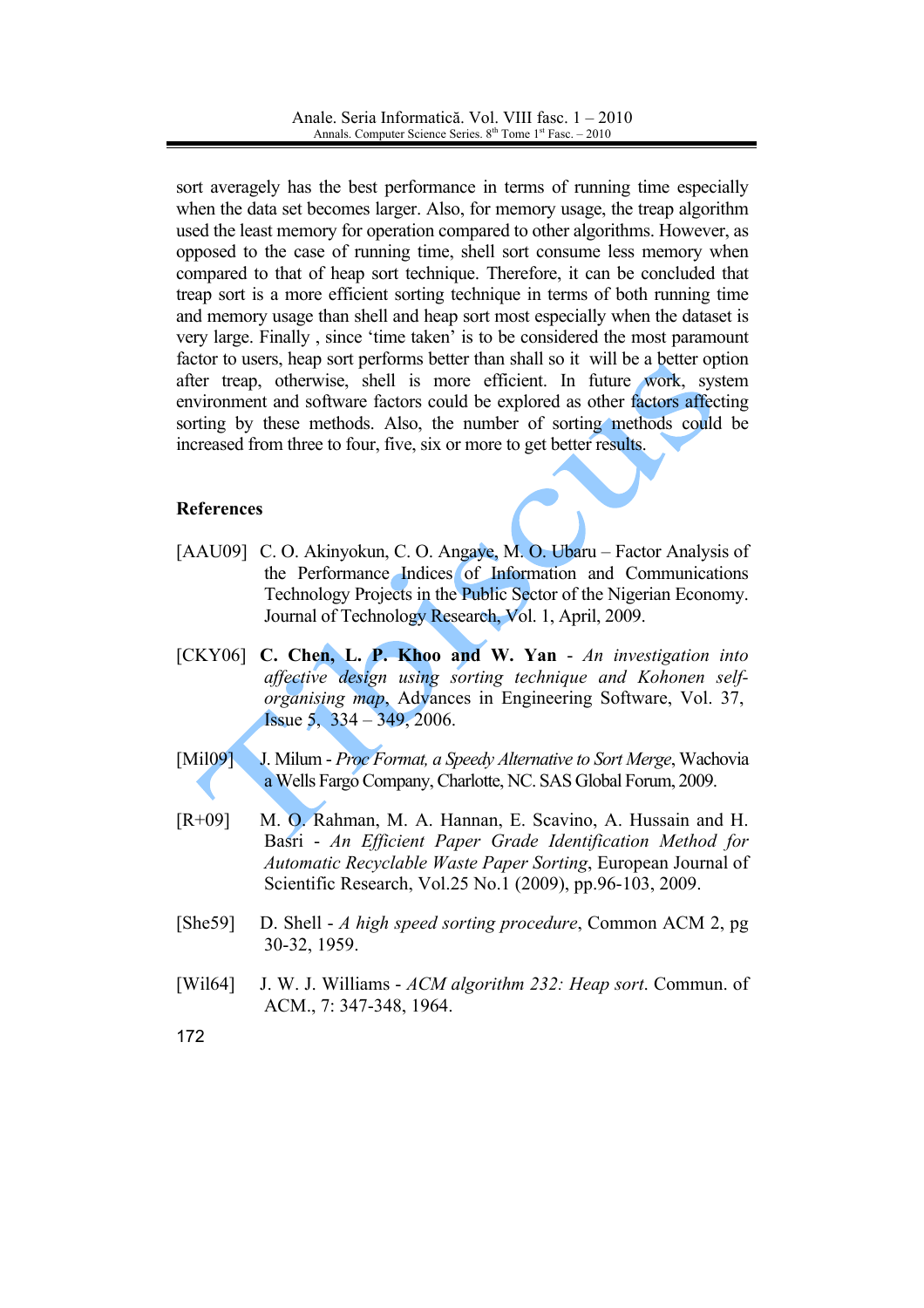sort averagely has the best performance in terms of running time especially when the data set becomes larger. Also, for memory usage, the treap algorithm used the least memory for operation compared to other algorithms. However, as opposed to the case of running time, shell sort consume less memory when compared to that of heap sort technique. Therefore, it can be concluded that treap sort is a more efficient sorting technique in terms of both running time and memory usage than shell and heap sort most especially when the dataset is very large. Finally , since 'time taken' is to be considered the most paramount factor to users, heap sort performs better than shall so it will be a better option after treap, otherwise, shell is more efficient. In future work, system environment and software factors could be explored as other factors affecting sorting by these methods. Also, the number of sorting methods could be increased from three to four, five, six or more to get better results.

## References

[AAU09] C. O. Akinyokun, C. O. Angaye, M. O. Ubaru – Factor Analysis of the Performance Indices of Information and Communications Technology Projects in the Public Sector of the Nigerian Economy. Journal of Technology Research, Vol. 1, April, 2009.

[CKY06] **C. Chen, L. P. Khoo and W. Yan** - *An investigation into affective design using sorting technique and Kohonen self-organising map*, Advances in Engineering Software, Vol. 37, Issue 5, 334 – 349, 2006.

[Mil09] J. Milum - *Proc Format, a Speedy Alternative to Sort Merge*, Wachovia a Wells Fargo Company, Charlotte, NC. SAS Global Forum, 2009.

[R+09] M. O. Rahman, M. A. Hannan, E. Scavino, A. Hussain and H. Basri - *An Efficient Paper Grade Identification Method for Automatic Recyclable Waste Paper Sorting*, European Journal of Scientific Research, Vol.25 No.1 (2009), pp.96-103, 2009.

[She59] D. Shell - *A high speed sorting procedure*, Common ACM 2, pg 30-32, 1959.

[Wil64] J. W. J. Williams - *ACM algorithm 232: Heap sort*. Commun. of ACM., 7: 347-348, 1964.